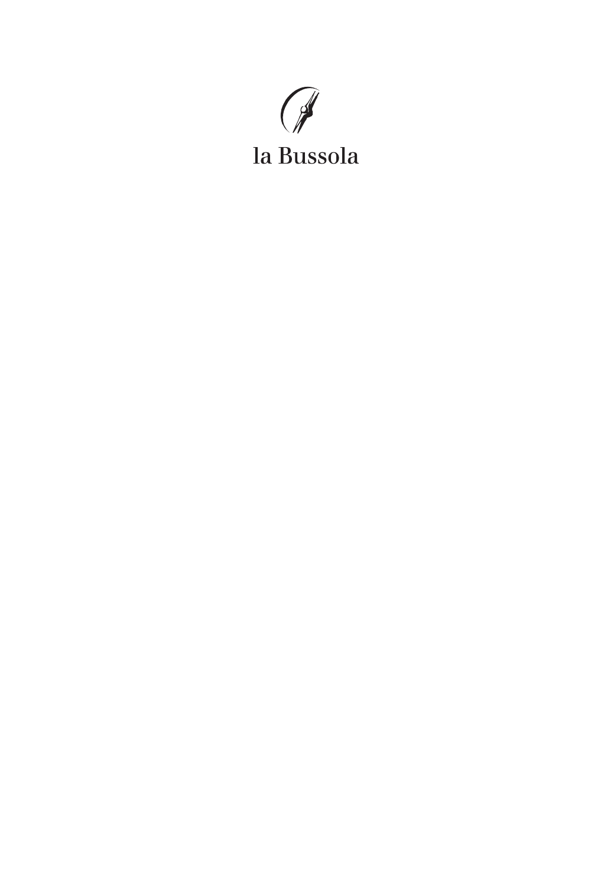la Bussola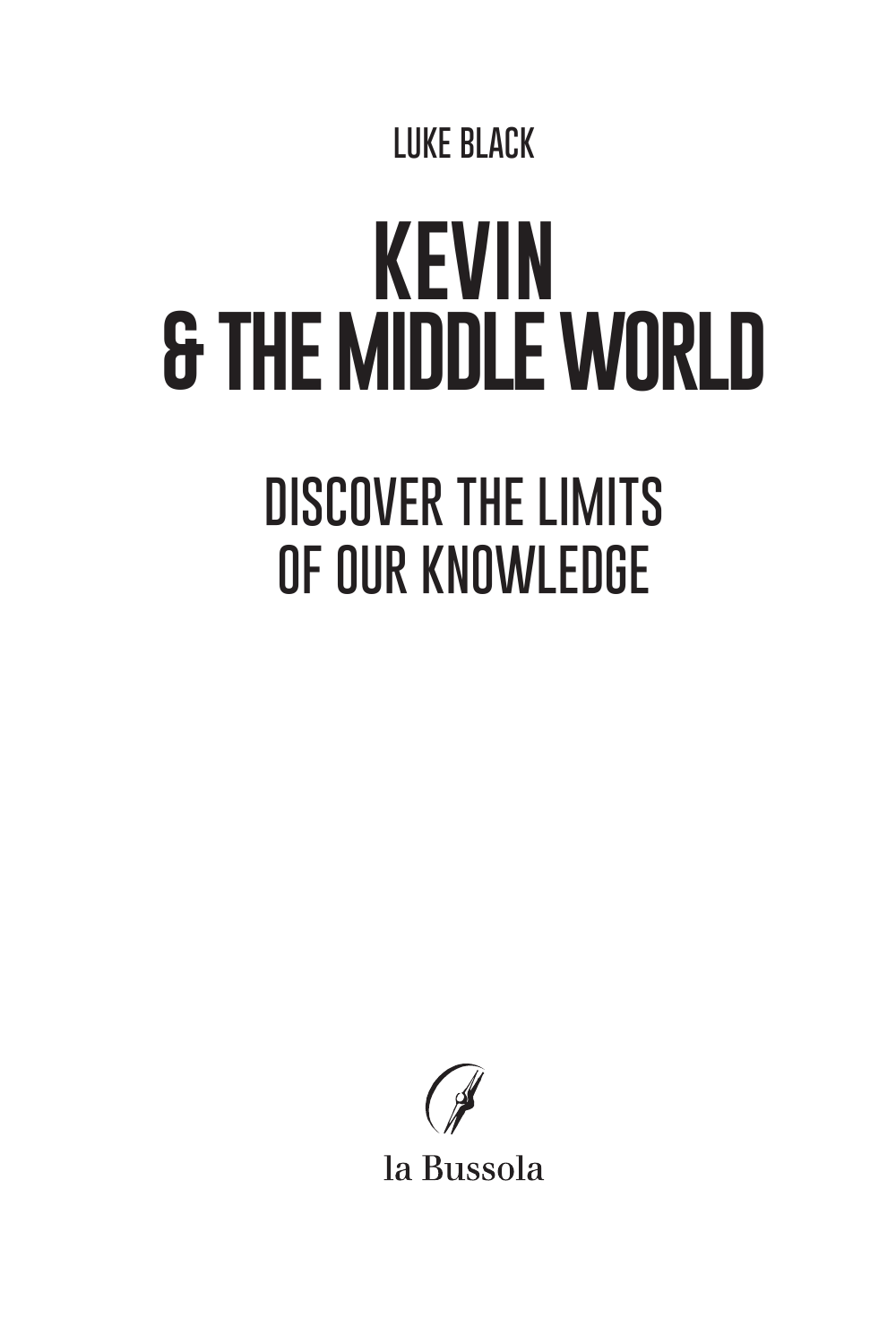LUKE BLACK

# KEVIN & THE MIDDLE WORLD

## DISCOVER THE LIMITS OF OUR KNOWLEDGE

la Bussola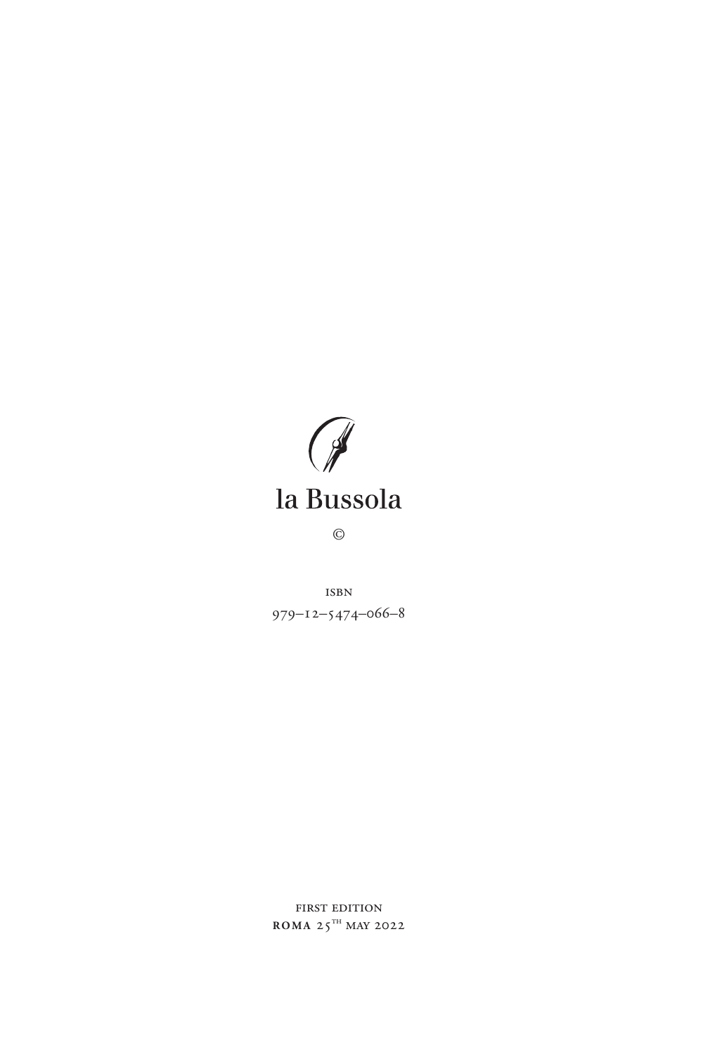la Bussola

©

ISBN

979–12–5474–066–8

FIRST EDITION

**ROMA** 25TH MAY 2022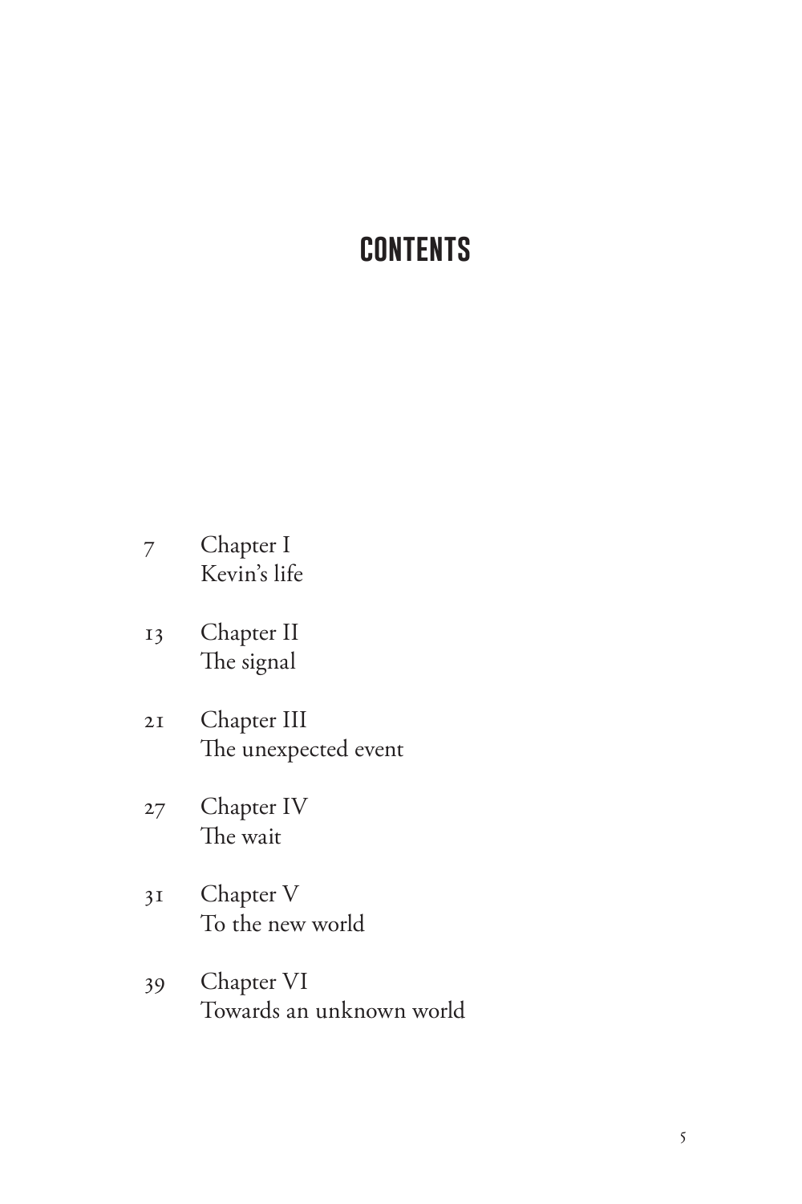# CONTENTS

7 Chapter I
Kevin's life

13 Chapter II
The signal

21 Chapter III
The unexpected event

27 Chapter IV
The wait

31 Chapter V
To the new world

39 Chapter VI
Towards an unknown world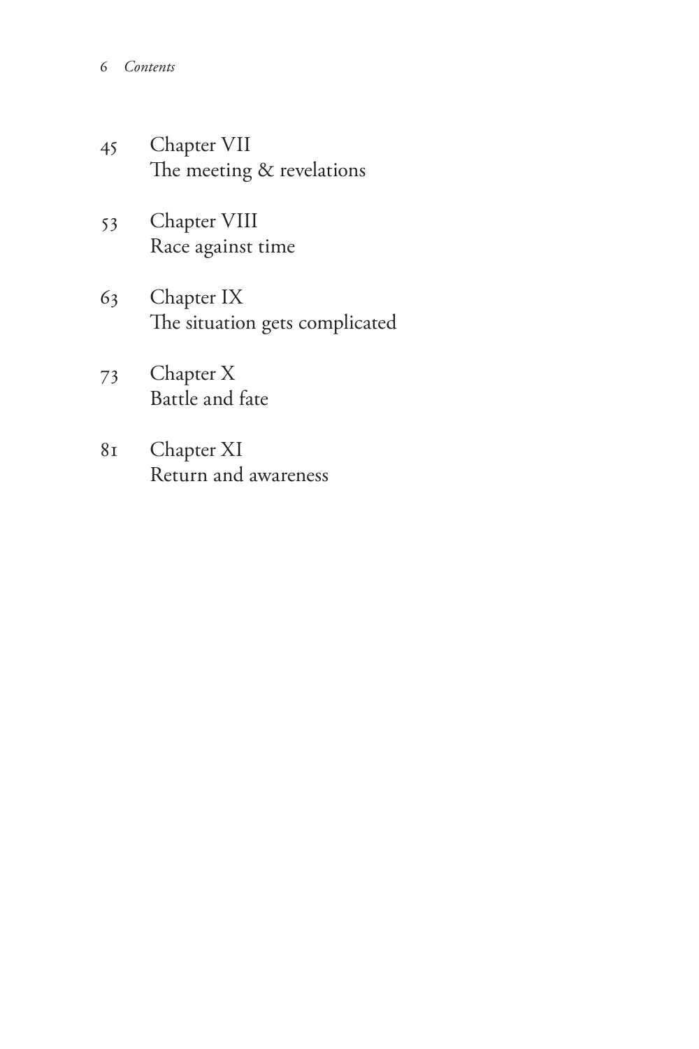45 Chapter VII
The meeting & revelations

53 Chapter VIII
Race against time

63 Chapter IX
The situation gets complicated

73 Chapter X
Battle and fate

81 Chapter XI
Return and awareness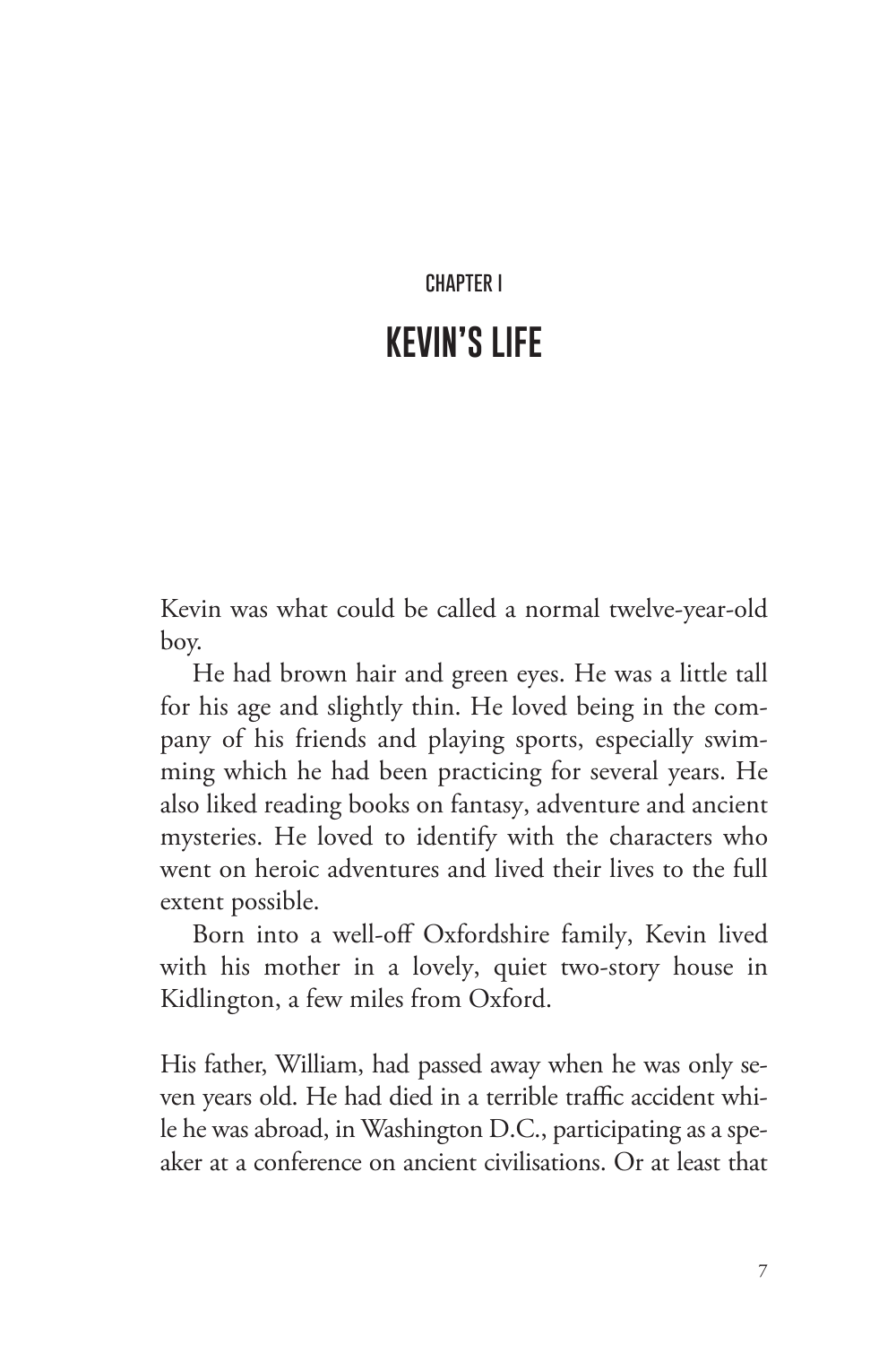CHAPTER I

# KEVIN'S LIFE

Kevin was what could be called a normal twelve-year-old boy.

He had brown hair and green eyes. He was a little tall for his age and slightly thin. He loved being in the company of his friends and playing sports, especially swimming which he had been practicing for several years. He also liked reading books on fantasy, adventure and ancient mysteries. He loved to identify with the characters who went on heroic adventures and lived their lives to the full extent possible.

Born into a well-off Oxfordshire family, Kevin lived with his mother in a lovely, quiet two-story house in Kidlington, a few miles from Oxford.

His father, William, had passed away when he was only seven years old. He had died in a terrible traffic accident while he was abroad, in Washington D.C., participating as a speaker at a conference on ancient civilisations. Or at least that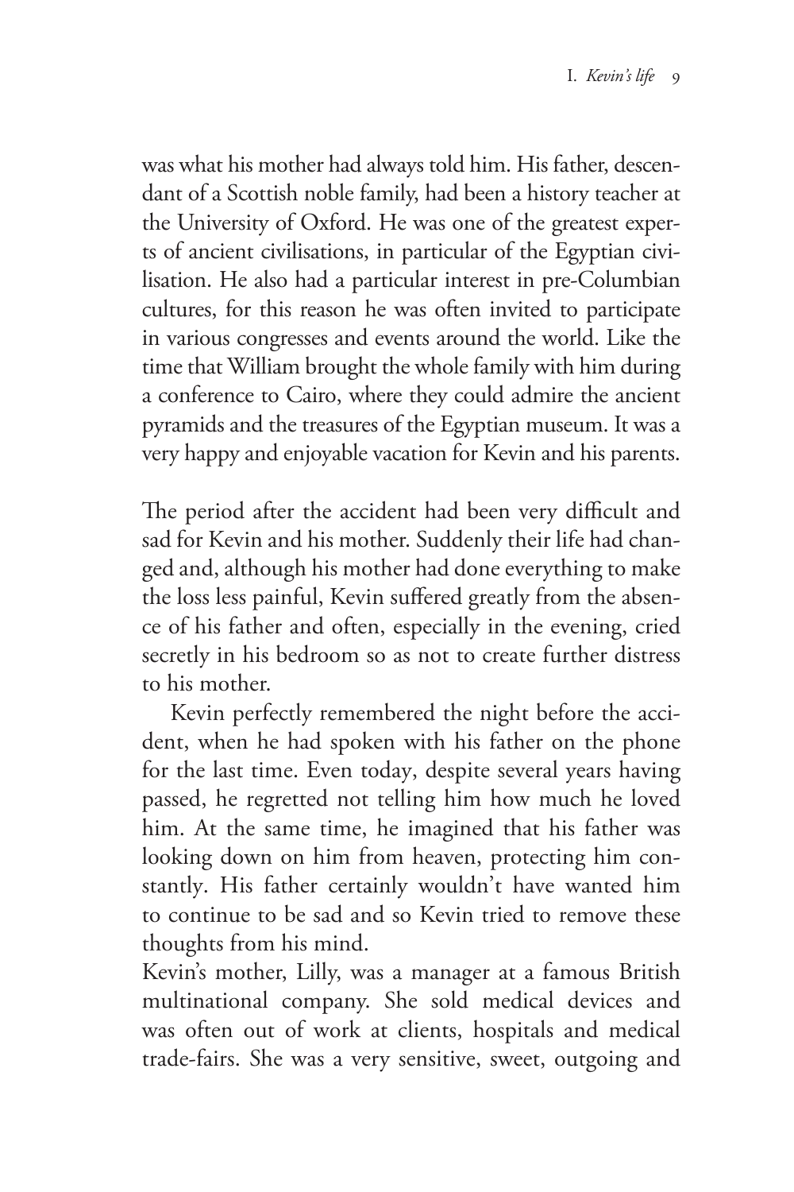was what his mother had always told him. His father, descendant of a Scottish noble family, had been a history teacher at the University of Oxford. He was one of the greatest experts of ancient civilisations, in particular of the Egyptian civilisation. He also had a particular interest in pre-Columbian cultures, for this reason he was often invited to participate in various congresses and events around the world. Like the time that William brought the whole family with him during a conference to Cairo, where they could admire the ancient pyramids and the treasures of the Egyptian museum. It was a very happy and enjoyable vacation for Kevin and his parents.

The period after the accident had been very difficult and sad for Kevin and his mother. Suddenly their life had changed and, although his mother had done everything to make the loss less painful, Kevin suffered greatly from the absence of his father and often, especially in the evening, cried secretly in his bedroom so as not to create further distress to his mother.

Kevin perfectly remembered the night before the accident, when he had spoken with his father on the phone for the last time. Even today, despite several years having passed, he regretted not telling him how much he loved him. At the same time, he imagined that his father was looking down on him from heaven, protecting him constantly. His father certainly wouldn't have wanted him to continue to be sad and so Kevin tried to remove these thoughts from his mind.

Kevin's mother, Lilly, was a manager at a famous British multinational company. She sold medical devices and was often out of work at clients, hospitals and medical trade-fairs. She was a very sensitive, sweet, outgoing and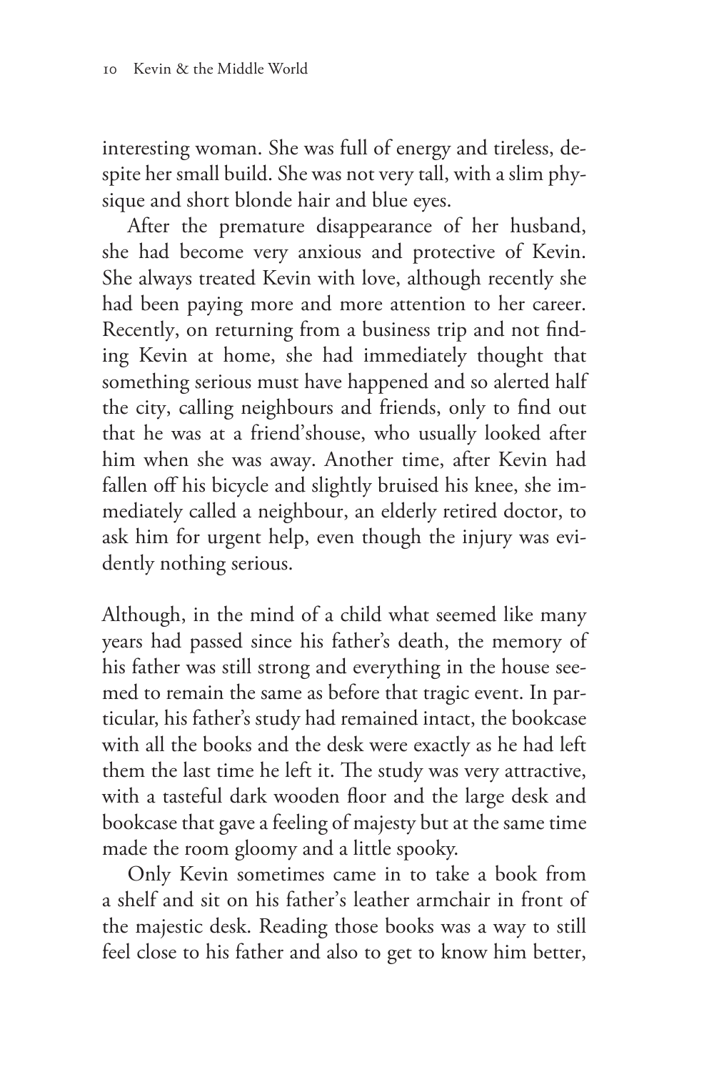interesting woman. She was full of energy and tireless, despite her small build. She was not very tall, with a slim physique and short blonde hair and blue eyes.

After the premature disappearance of her husband, she had become very anxious and protective of Kevin. She always treated Kevin with love, although recently she had been paying more and more attention to her career. Recently, on returning from a business trip and not finding Kevin at home, she had immediately thought that something serious must have happened and so alerted half the city, calling neighbours and friends, only to find out that he was at a friend'shouse, who usually looked after him when she was away. Another time, after Kevin had fallen off his bicycle and slightly bruised his knee, she immediately called a neighbour, an elderly retired doctor, to ask him for urgent help, even though the injury was evidently nothing serious.

Although, in the mind of a child what seemed like many years had passed since his father's death, the memory of his father was still strong and everything in the house seemed to remain the same as before that tragic event. In particular, his father's study had remained intact, the bookcase with all the books and the desk were exactly as he had left them the last time he left it. The study was very attractive, with a tasteful dark wooden floor and the large desk and bookcase that gave a feeling of majesty but at the same time made the room gloomy and a little spooky.

Only Kevin sometimes came in to take a book from a shelf and sit on his father's leather armchair in front of the majestic desk. Reading those books was a way to still feel close to his father and also to get to know him better,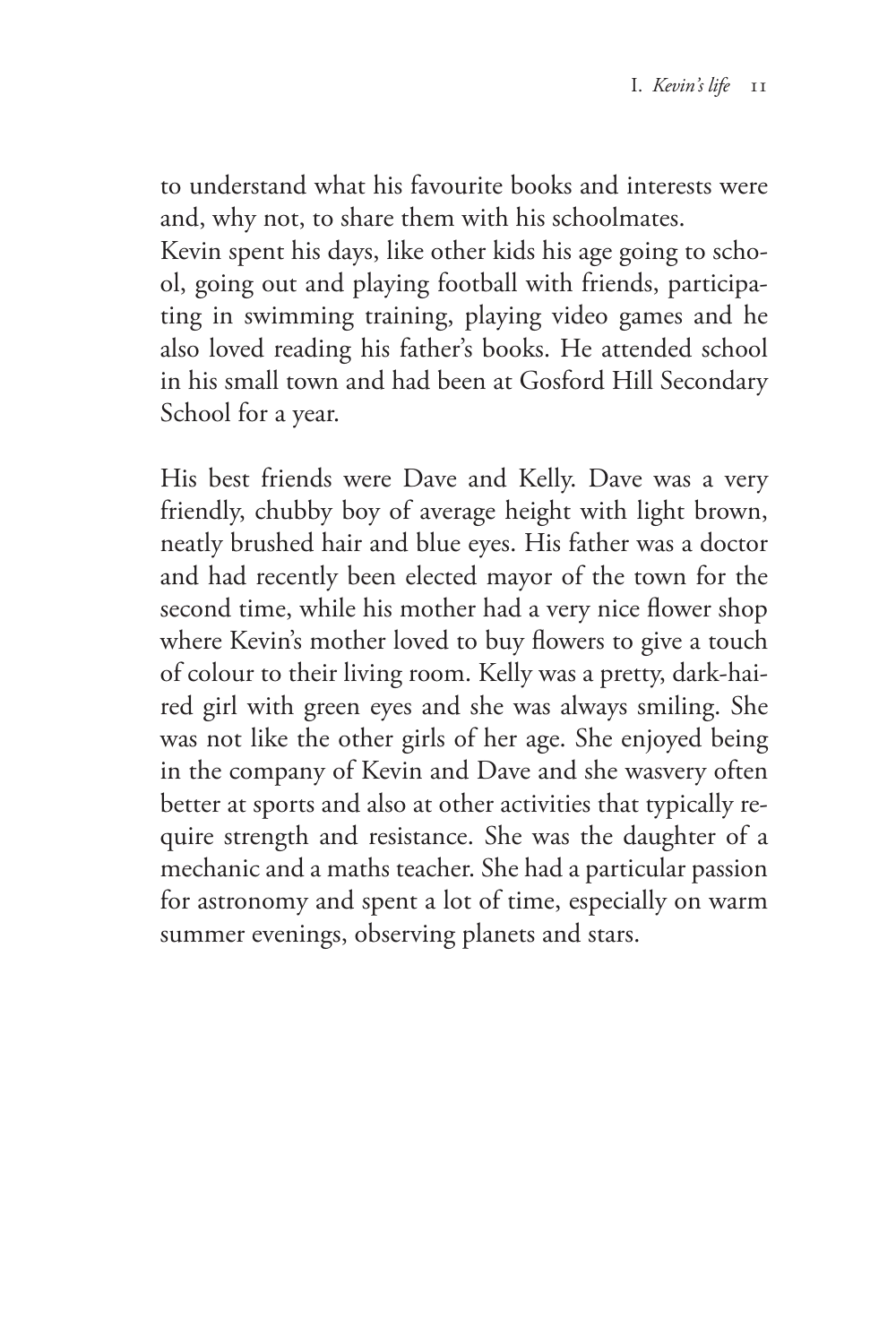to understand what his favourite books and interests were and, why not, to share them with his schoolmates.
Kevin spent his days, like other kids his age going to school, going out and playing football with friends, participating in swimming training, playing video games and he also loved reading his father's books. He attended school in his small town and had been at Gosford Hill Secondary School for a year.

His best friends were Dave and Kelly. Dave was a very friendly, chubby boy of average height with light brown, neatly brushed hair and blue eyes. His father was a doctor and had recently been elected mayor of the town for the second time, while his mother had a very nice flower shop where Kevin's mother loved to buy flowers to give a touch of colour to their living room. Kelly was a pretty, dark-haired girl with green eyes and she was always smiling. She was not like the other girls of her age. She enjoyed being in the company of Kevin and Dave and she wasvery often better at sports and also at other activities that typically require strength and resistance. She was the daughter of a mechanic and a maths teacher. She had a particular passion for astronomy and spent a lot of time, especially on warm summer evenings, observing planets and stars.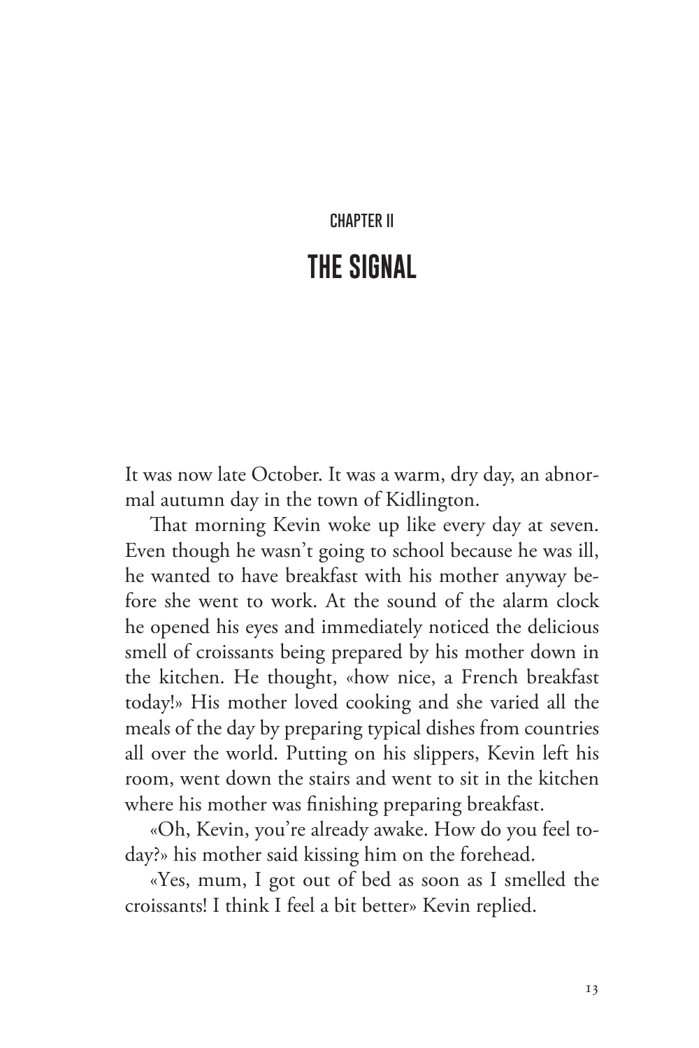## CHAPTER II

# THE SIGNAL

It was now late October. It was a warm, dry day, an abnormal autumn day in the town of Kidlington.

That morning Kevin woke up like every day at seven. Even though he wasn't going to school because he was ill, he wanted to have breakfast with his mother anyway before she went to work. At the sound of the alarm clock he opened his eyes and immediately noticed the delicious smell of croissants being prepared by his mother down in the kitchen. He thought, «how nice, a French breakfast today!» His mother loved cooking and she varied all the meals of the day by preparing typical dishes from countries all over the world. Putting on his slippers, Kevin left his room, went down the stairs and went to sit in the kitchen where his mother was finishing preparing breakfast.

«Oh, Kevin, you're already awake. How do you feel today?» his mother said kissing him on the forehead.

«Yes, mum, I got out of bed as soon as I smelled the croissants! I think I feel a bit better» Kevin replied.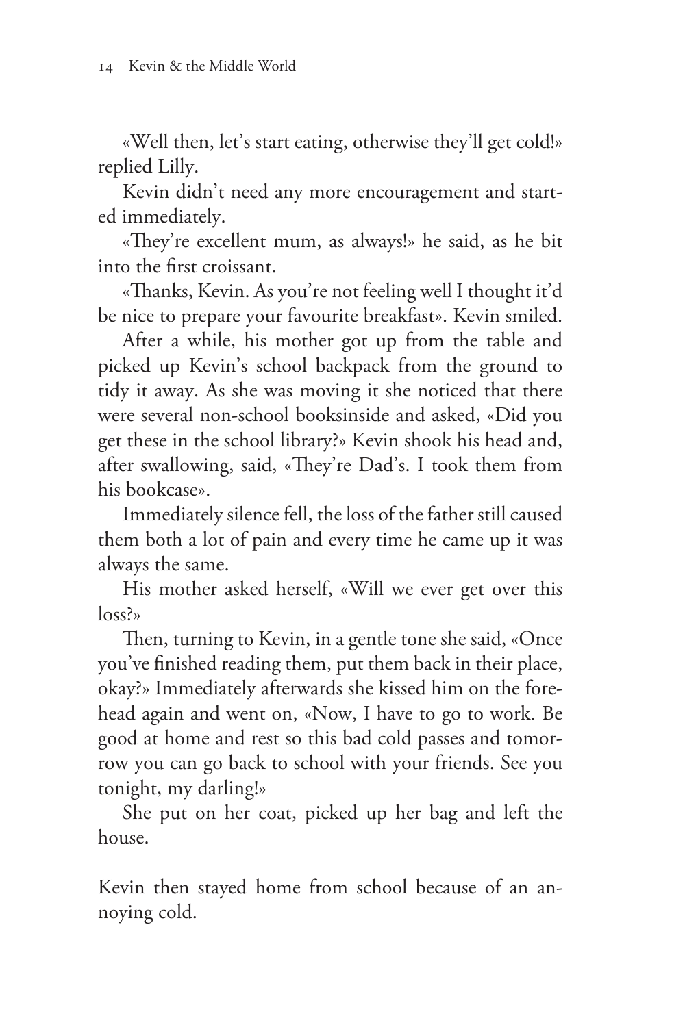«Well then, let's start eating, otherwise they'll get cold!» replied Lilly.

Kevin didn't need any more encouragement and started immediately.

«They're excellent mum, as always!» he said, as he bit into the first croissant.

«Thanks, Kevin. As you're not feeling well I thought it'd be nice to prepare your favourite breakfast». Kevin smiled.

After a while, his mother got up from the table and picked up Kevin's school backpack from the ground to tidy it away. As she was moving it she noticed that there were several non-school booksinside and asked, «Did you get these in the school library?» Kevin shook his head and, after swallowing, said, «They're Dad's. I took them from his bookcase».

Immediately silence fell, the loss of the father still caused them both a lot of pain and every time he came up it was always the same.

His mother asked herself, «Will we ever get over this loss?»

Then, turning to Kevin, in a gentle tone she said, «Once you've finished reading them, put them back in their place, okay?» Immediately afterwards she kissed him on the forehead again and went on, «Now, I have to go to work. Be good at home and rest so this bad cold passes and tomorrow you can go back to school with your friends. See you tonight, my darling!»

She put on her coat, picked up her bag and left the house.

Kevin then stayed home from school because of an annoying cold.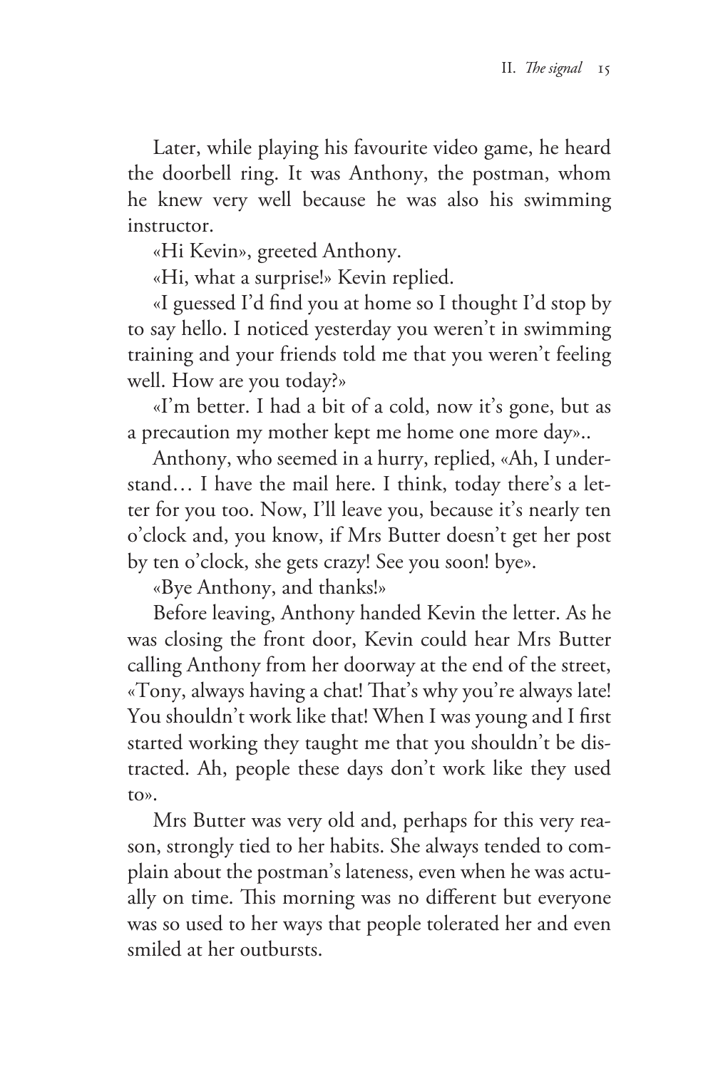Later, while playing his favourite video game, he heard the doorbell ring. It was Anthony, the postman, whom he knew very well because he was also his swimming instructor.

«Hi Kevin», greeted Anthony.

«Hi, what a surprise!» Kevin replied.

«I guessed I'd find you at home so I thought I'd stop by to say hello. I noticed yesterday you weren't in swimming training and your friends told me that you weren't feeling well. How are you today?»

«I'm better. I had a bit of a cold, now it's gone, but as a precaution my mother kept me home one more day»..

Anthony, who seemed in a hurry, replied, «Ah, I understand… I have the mail here. I think, today there's a letter for you too. Now, I'll leave you, because it's nearly ten o'clock and, you know, if Mrs Butter doesn't get her post by ten o'clock, she gets crazy! See you soon! bye».

«Bye Anthony, and thanks!»

Before leaving, Anthony handed Kevin the letter. As he was closing the front door, Kevin could hear Mrs Butter calling Anthony from her doorway at the end of the street, «Tony, always having a chat! That's why you're always late! You shouldn't work like that! When I was young and I first started working they taught me that you shouldn't be distracted. Ah, people these days don't work like they used to».

Mrs Butter was very old and, perhaps for this very reason, strongly tied to her habits. She always tended to complain about the postman's lateness, even when he was actually on time. This morning was no different but everyone was so used to her ways that people tolerated her and even smiled at her outbursts.